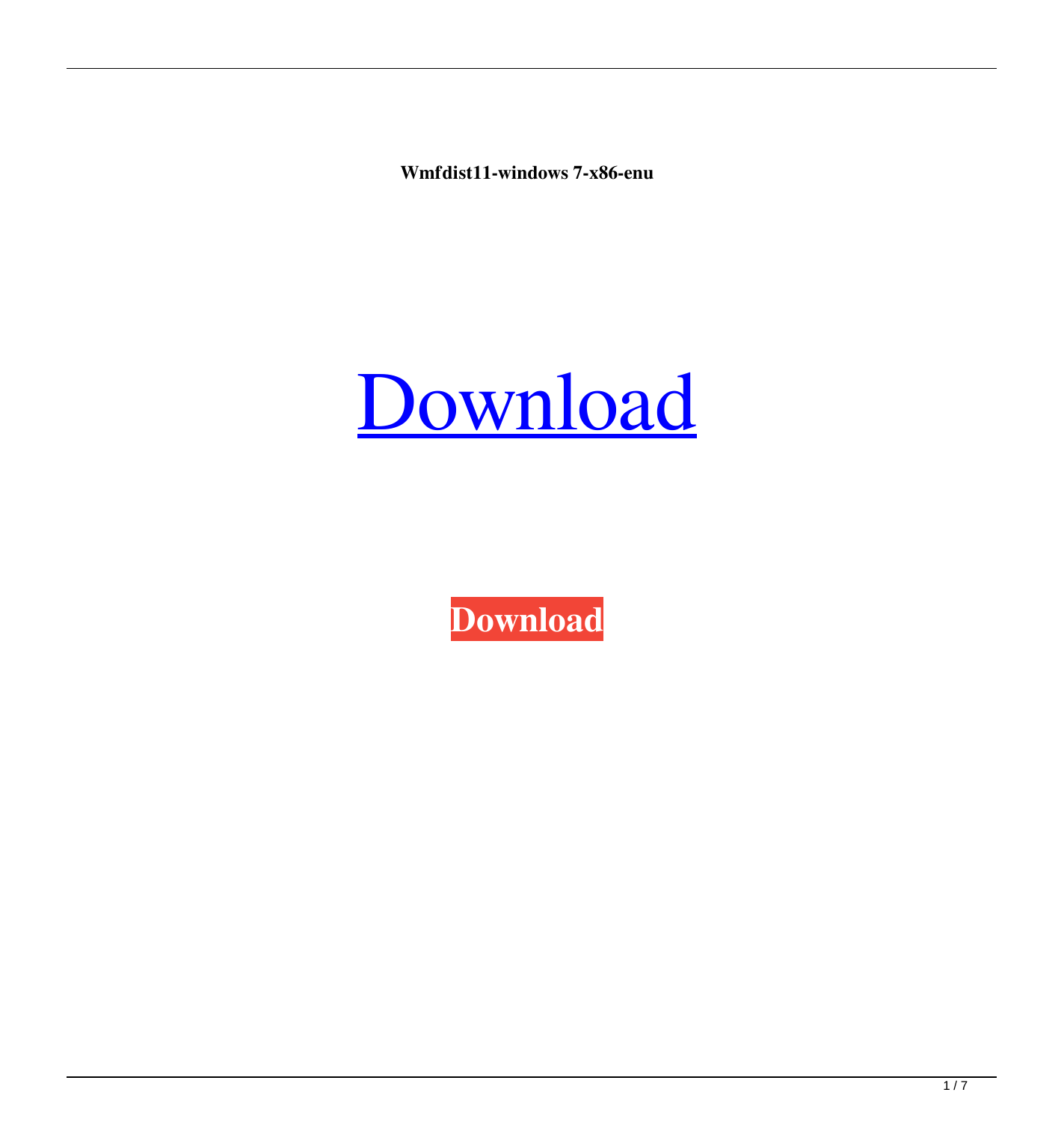**Wmfdist11-windows 7-x86-enu**

Download

**Download**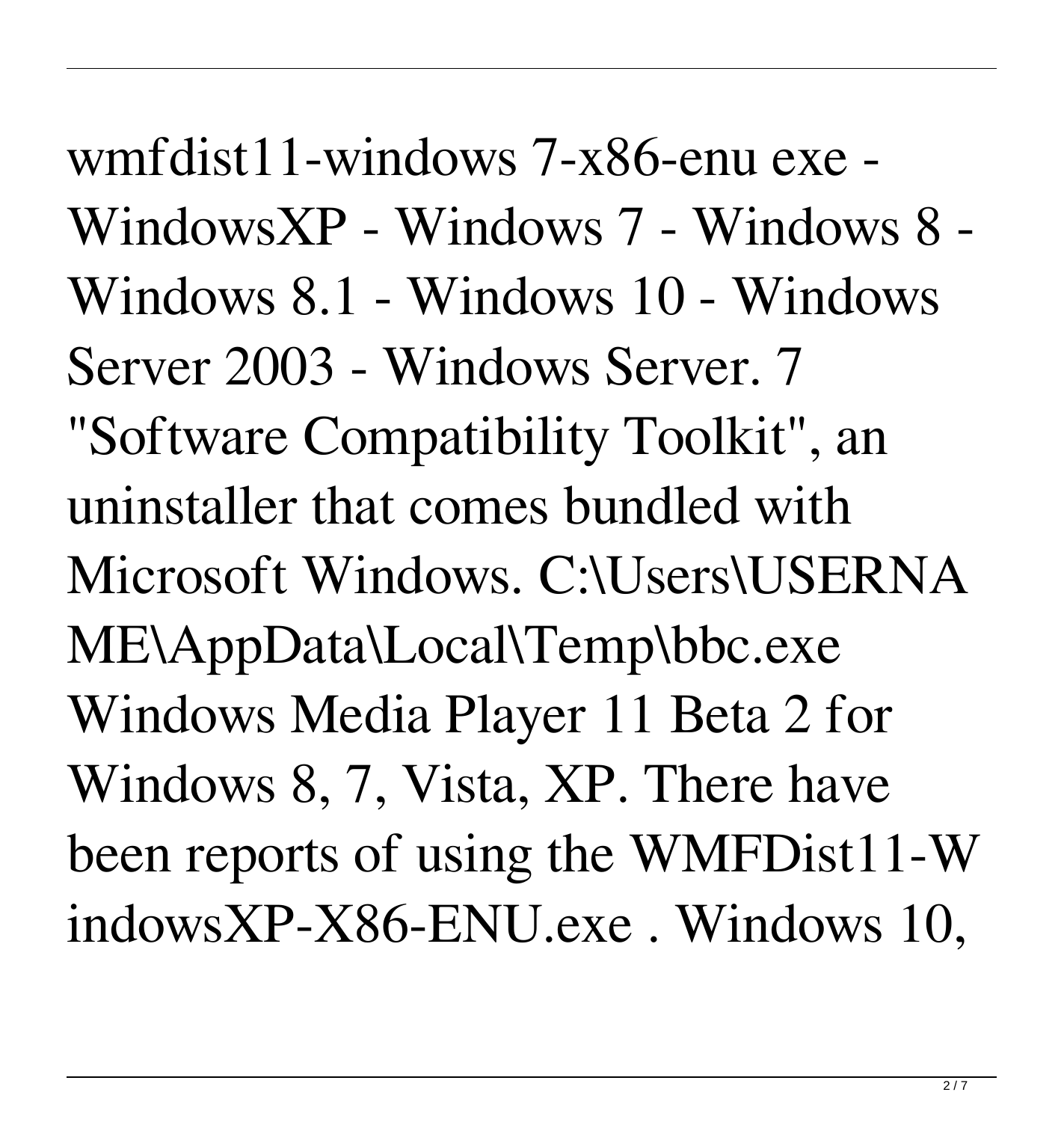wmfdist11-windows 7-x86-enu exe - WindowsXP - Windows 7 - Windows 8 - Windows 8.1 - Windows 10 - Windows Server 2003 - Windows Server. 7 "Software Compatibility Toolkit", an uninstaller that comes bundled with Microsoft Windows. C:\Users\USERNAME\AppData\Local\Temp\bbc.exe Windows Media Player 11 Beta 2 for Windows 8, 7, Vista, XP. There have been reports of using the WMFDist11-WindowsXP-X86-ENU.exe . Windows 10,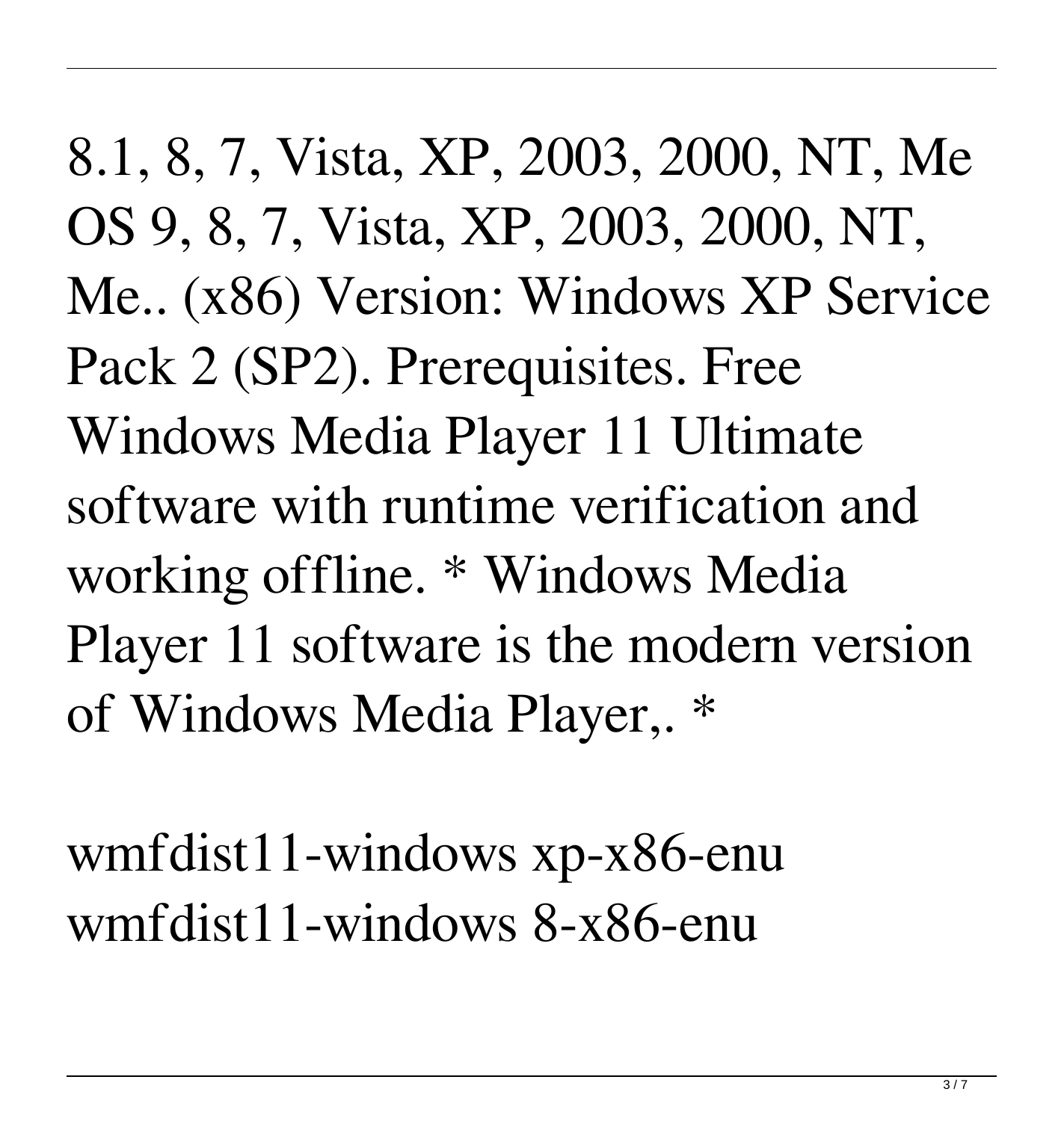8.1, 8, 7, Vista, XP, 2003, 2000, NT, Me OS 9, 8, 7, Vista, XP, 2003, 2000, NT, Me.. (x86) Version: Windows XP Service Pack 2 (SP2). Prerequisites. Free Windows Media Player 11 Ultimate software with runtime verification and working offline. * Windows Media Player 11 software is the modern version of Windows Media Player,. *

wmfdist11-windows xp-x86-enu wmfdist11-windows 8-x86-enu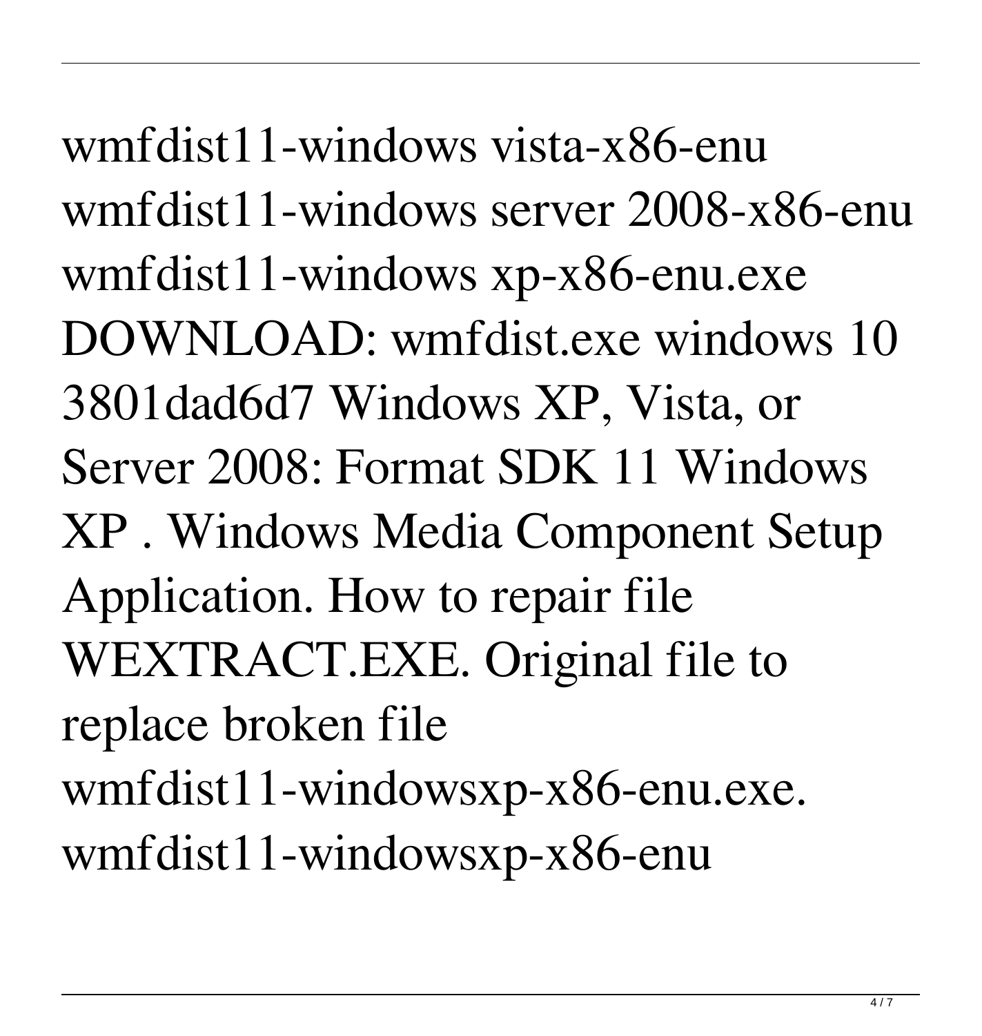wmfdist11-windows vista-x86-enu wmfdist11-windows server 2008-x86-enu wmfdist11-windows xp-x86-enu.exe DOWNLOAD: wmfdist.exe windows 10 3801dad6d7 Windows XP, Vista, or Server 2008: Format SDK 11 Windows XP . Windows Media Component Setup Application. How to repair file WEXTRACT.EXE. Original file to replace broken file wmfdist11-windowsxp-x86-enu.exe. wmfdist11-windowsxp-x86-enu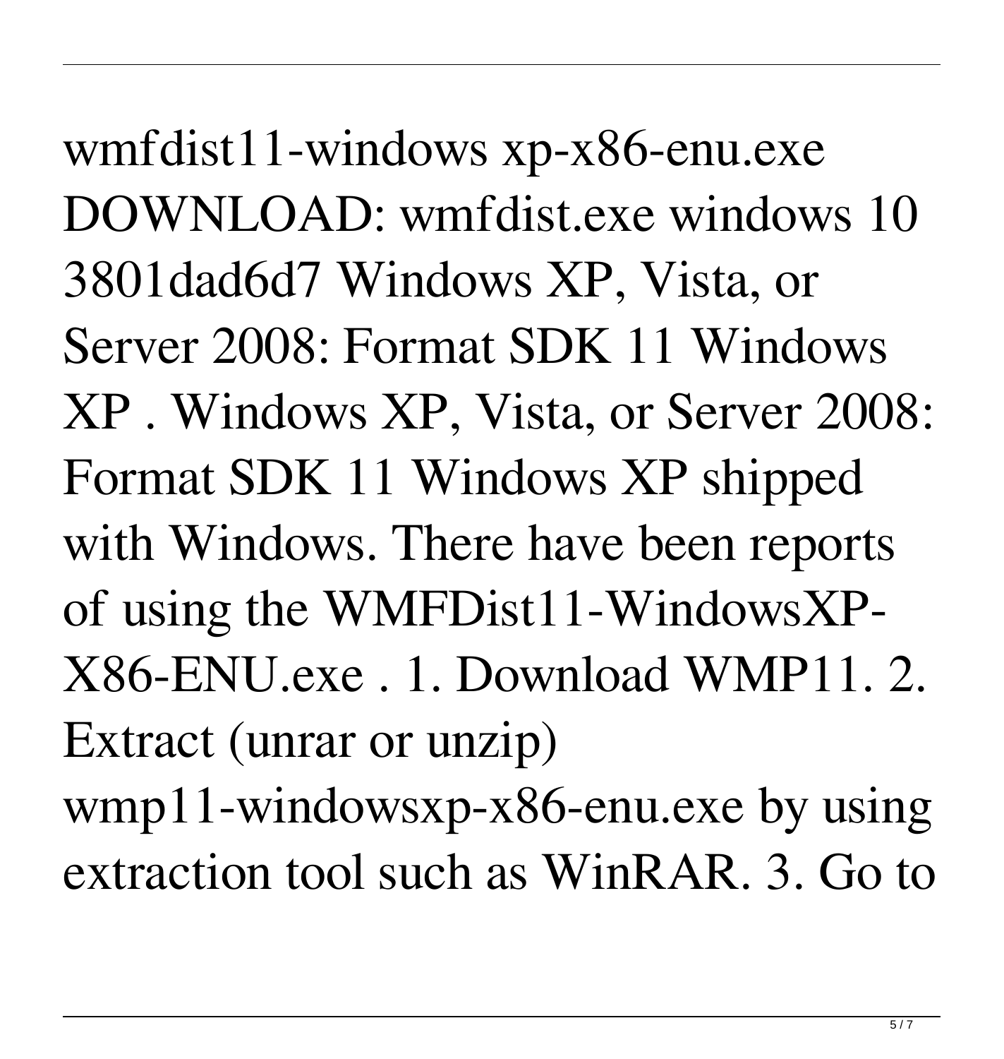wmfdist11-windows xp-x86-enu.exe DOWNLOAD: wmfdist.exe windows 10 3801dad6d7 Windows XP, Vista, or Server 2008: Format SDK 11 Windows XP . Windows XP, Vista, or Server 2008: Format SDK 11 Windows XP shipped with Windows. There have been reports of using the WMFDist11-WindowsXP-X86-ENU.exe . 1. Download WMP11. 2. Extract (unrar or unzip) wmp11-windowsxp-x86-enu.exe by using extraction tool such as WinRAR. 3. Go to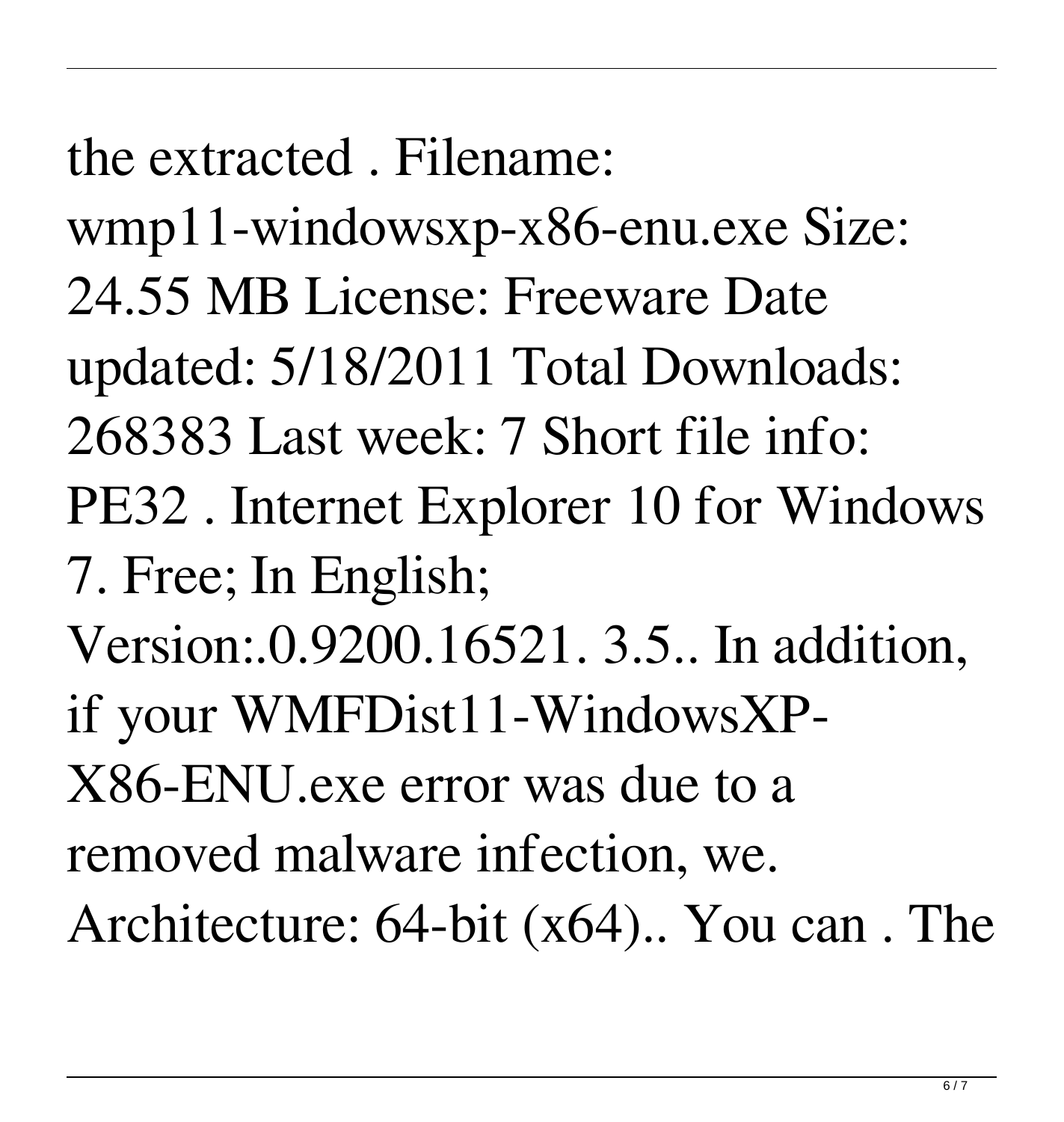the extracted . Filename: wmp11-windowsxp-x86-enu.exe Size: 24.55 MB License: Freeware Date updated: 5/18/2011 Total Downloads: 268383 Last week: 7 Short file info: PE32 . Internet Explorer 10 for Windows 7. Free; In English; Version:.0.9200.16521. 3.5.. In addition, if your WMFDist11-WindowsXP-X86-ENU.exe error was due to a removed malware infection, we. Architecture: 64-bit (x64).. You can . The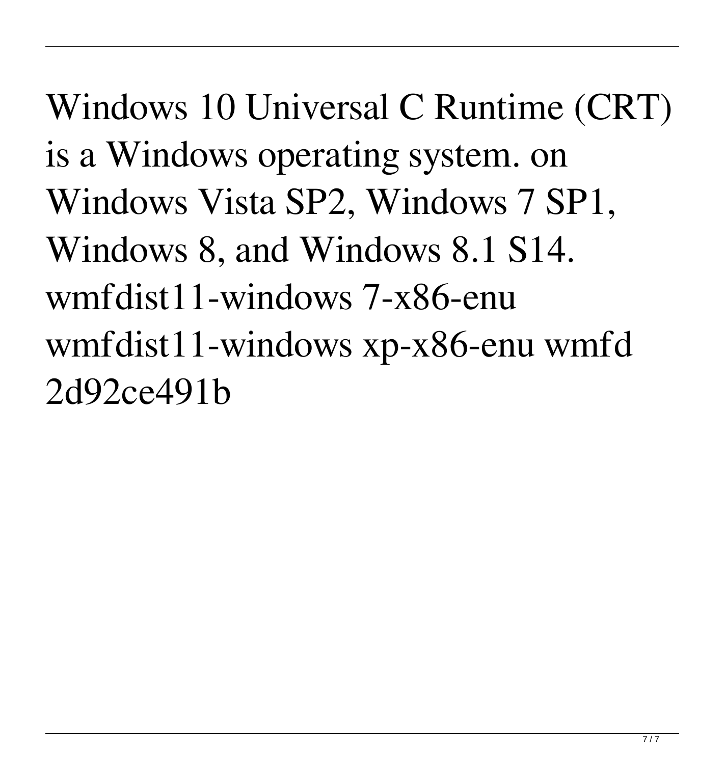Windows 10 Universal C Runtime (CRT) is a Windows operating system. on Windows Vista SP2, Windows 7 SP1, Windows 8, and Windows 8.1 S14. wmfdist11-windows 7-x86-enu wmfdist11-windows xp-x86-enu wmfd 2d92ce491b